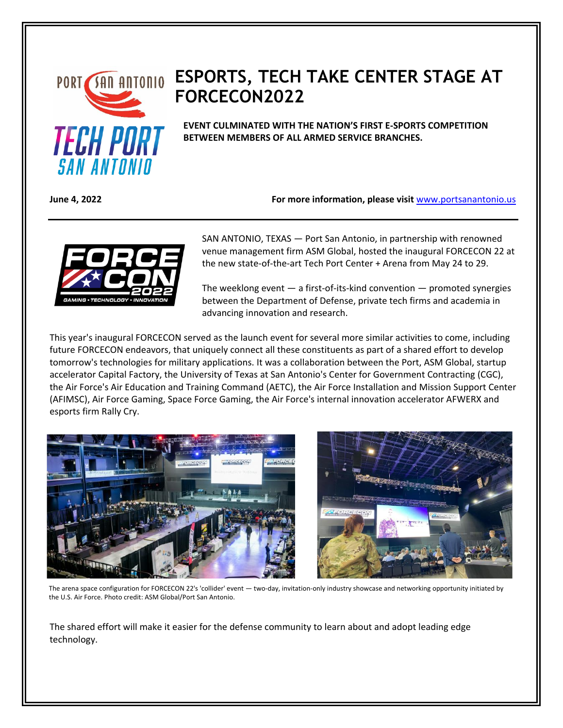# ESPORTS, TECH TAKE CENTER STAGE AT FORCECON2022

**EVENT CULMINATED WITH THE NATION'S FIRST E-SPORTS COMPETITION BETWEEN MEMBERS OF ALL ARMED SERVICE BRANCHES.**

**June 4, 2022** **For more information, please visit** www.portsanantonio.us

SAN ANTONIO, TEXAS — Port San Antonio, in partnership with renowned venue management firm ASM Global, hosted the inaugural FORCECON 22 at the new state-of-the-art Tech Port Center + Arena from May 24 to 29.

The weeklong event — a first-of-its-kind convention — promoted synergies between the Department of Defense, private tech firms and academia in advancing innovation and research.

This year's inaugural FORCECON served as the launch event for several more similar activities to come, including future FORCECON endeavors, that uniquely connect all these constituents as part of a shared effort to develop tomorrow's technologies for military applications. It was a collaboration between the Port, ASM Global, startup accelerator Capital Factory, the University of Texas at San Antonio's Center for Government Contracting (CGC), the Air Force's Air Education and Training Command (AETC), the Air Force Installation and Mission Support Center (AFIMSC), Air Force Gaming, Space Force Gaming, the Air Force's internal innovation accelerator AFWERX and esports firm Rally Cry.

The arena space configuration for FORCECON 22's 'collider' event — two-day, invitation-only industry showcase and networking opportunity initiated by the U.S. Air Force. Photo credit: ASM Global/Port San Antonio.

The shared effort will make it easier for the defense community to learn about and adopt leading edge technology.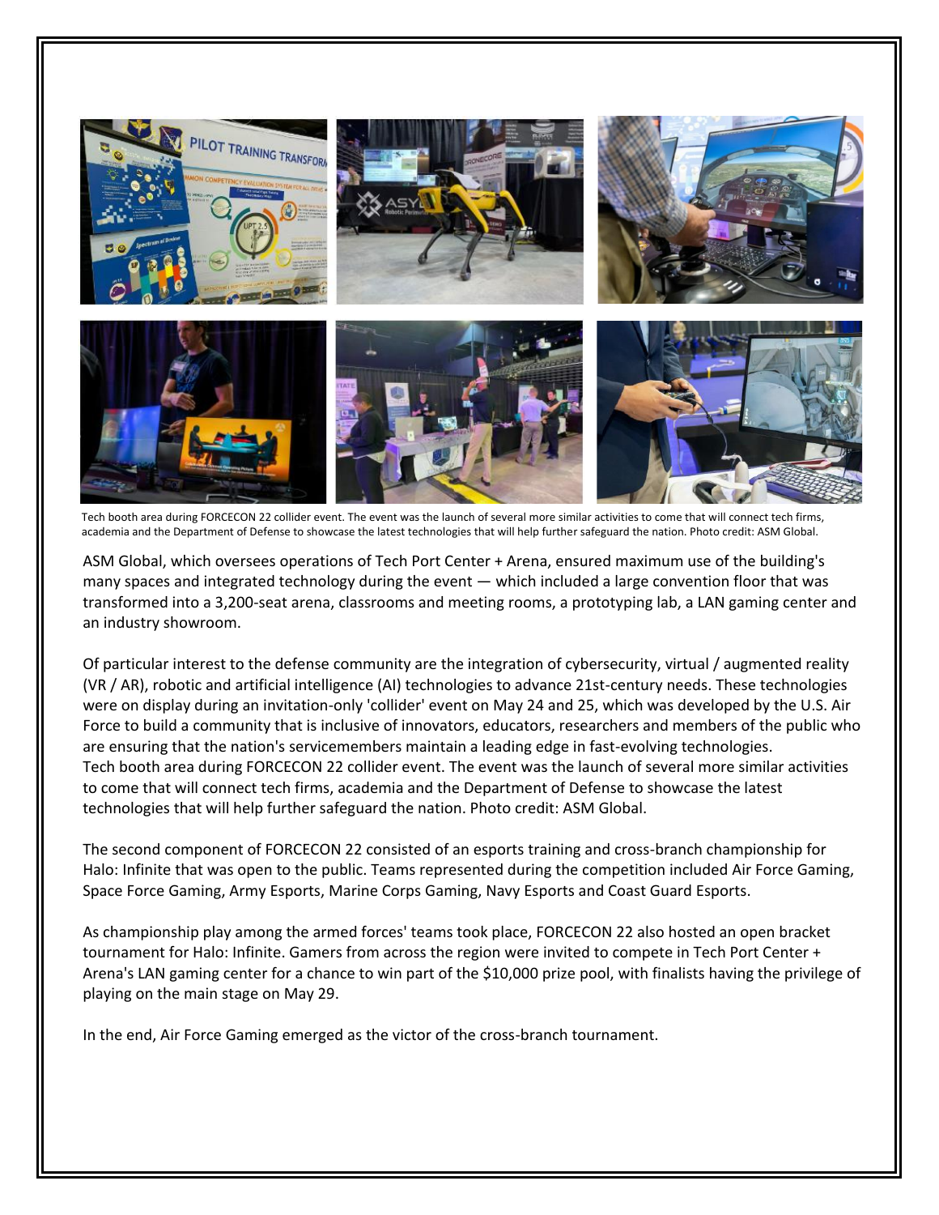Tech booth area during FORCECON 22 collider event. The event was the launch of several more similar activities to come that will connect tech firms, academia and the Department of Defense to showcase the latest technologies that will help further safeguard the nation. Photo credit: ASM Global.

ASM Global, which oversees operations of Tech Port Center + Arena, ensured maximum use of the building's many spaces and integrated technology during the event — which included a large convention floor that was transformed into a 3,200-seat arena, classrooms and meeting rooms, a prototyping lab, a LAN gaming center and an industry showroom.

Of particular interest to the defense community are the integration of cybersecurity, virtual / augmented reality (VR / AR), robotic and artificial intelligence (AI) technologies to advance 21st-century needs. These technologies were on display during an invitation-only 'collider' event on May 24 and 25, which was developed by the U.S. Air Force to build a community that is inclusive of innovators, educators, researchers and members of the public who are ensuring that the nation's servicemembers maintain a leading edge in fast-evolving technologies.
Tech booth area during FORCECON 22 collider event. The event was the launch of several more similar activities to come that will connect tech firms, academia and the Department of Defense to showcase the latest technologies that will help further safeguard the nation. Photo credit: ASM Global.

The second component of FORCECON 22 consisted of an esports training and cross-branch championship for Halo: Infinite that was open to the public. Teams represented during the competition included Air Force Gaming, Space Force Gaming, Army Esports, Marine Corps Gaming, Navy Esports and Coast Guard Esports.

As championship play among the armed forces' teams took place, FORCECON 22 also hosted an open bracket tournament for Halo: Infinite. Gamers from across the region were invited to compete in Tech Port Center + Arena's LAN gaming center for a chance to win part of the $10,000 prize pool, with finalists having the privilege of playing on the main stage on May 29.

In the end, Air Force Gaming emerged as the victor of the cross-branch tournament.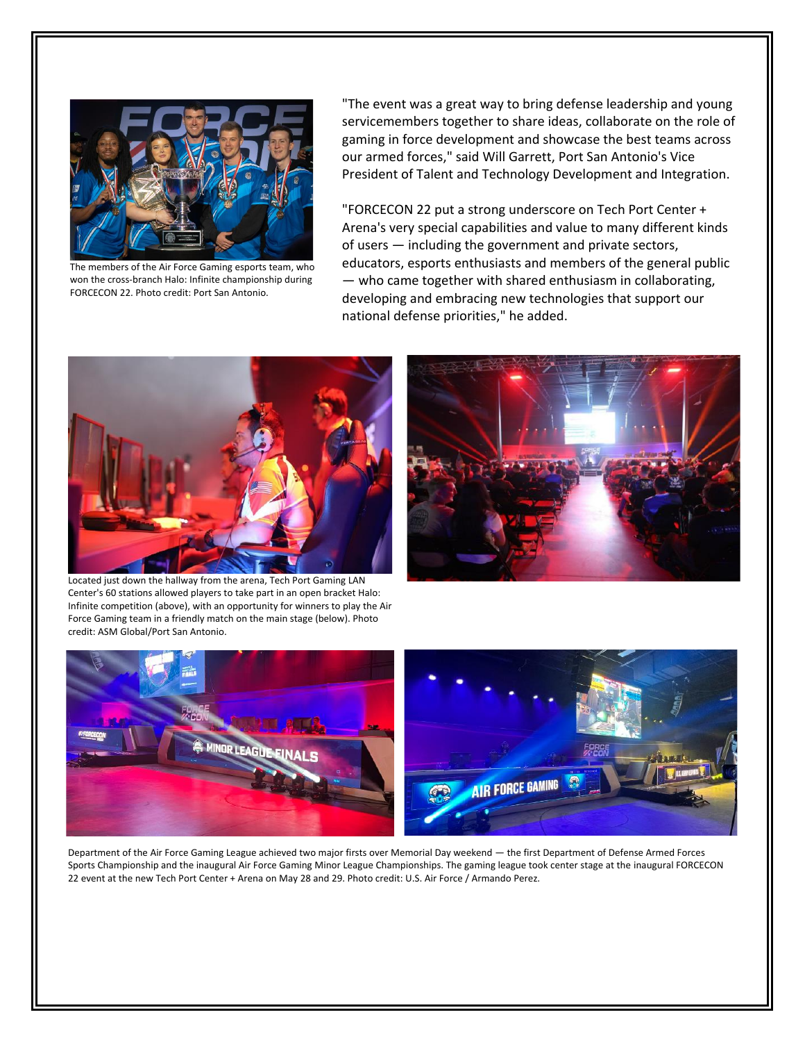The members of the Air Force Gaming esports team, who won the cross-branch Halo: Infinite championship during FORCECON 22. Photo credit: Port San Antonio.

"The event was a great way to bring defense leadership and young servicemembers together to share ideas, collaborate on the role of gaming in force development and showcase the best teams across our armed forces," said Will Garrett, Port San Antonio's Vice President of Talent and Technology Development and Integration.

"FORCECON 22 put a strong underscore on Tech Port Center + Arena's very special capabilities and value to many different kinds of users — including the government and private sectors, educators, esports enthusiasts and members of the general public — who came together with shared enthusiasm in collaborating, developing and embracing new technologies that support our national defense priorities," he added.

Located just down the hallway from the arena, Tech Port Gaming LAN Center's 60 stations allowed players to take part in an open bracket Halo: Infinite competition (above), with an opportunity for winners to play the Air Force Gaming team in a friendly match on the main stage (below). Photo credit: ASM Global/Port San Antonio.

Department of the Air Force Gaming League achieved two major firsts over Memorial Day weekend — the first Department of Defense Armed Forces Sports Championship and the inaugural Air Force Gaming Minor League Championships. The gaming league took center stage at the inaugural FORCECON 22 event at the new Tech Port Center + Arena on May 28 and 29. Photo credit: U.S. Air Force / Armando Perez.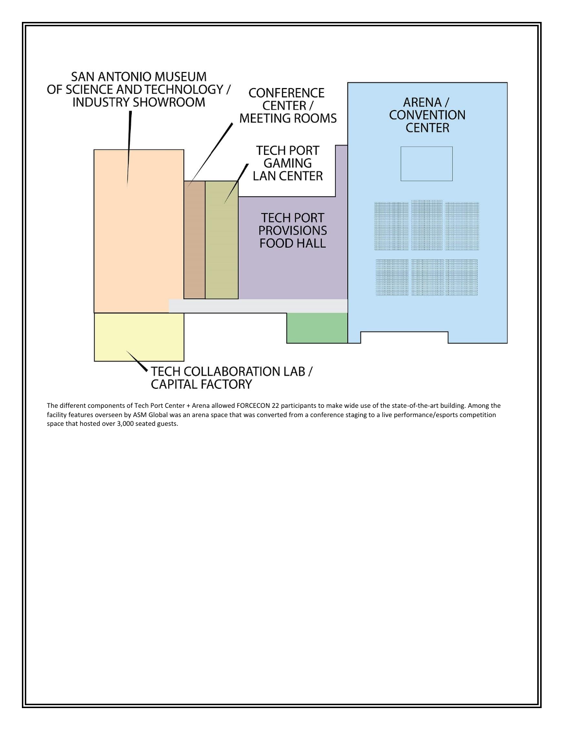SAN ANTONIO MUSEUM OF SCIENCE AND TECHNOLOGY / INDUSTRY SHOWROOM

CONFERENCE CENTER / MEETING ROOMS

ARENA / CONVENTION CENTER

TECH PORT GAMING LAN CENTER

TECH PORT PROVISIONS FOOD HALL

TECH COLLABORATION LAB / CAPITAL FACTORY

The different components of Tech Port Center + Arena allowed FORCECON 22 participants to make wide use of the state-of-the-art building. Among the facility features overseen by ASM Global was an arena space that was converted from a conference staging to a live performance/esports competition space that hosted over 3,000 seated guests.